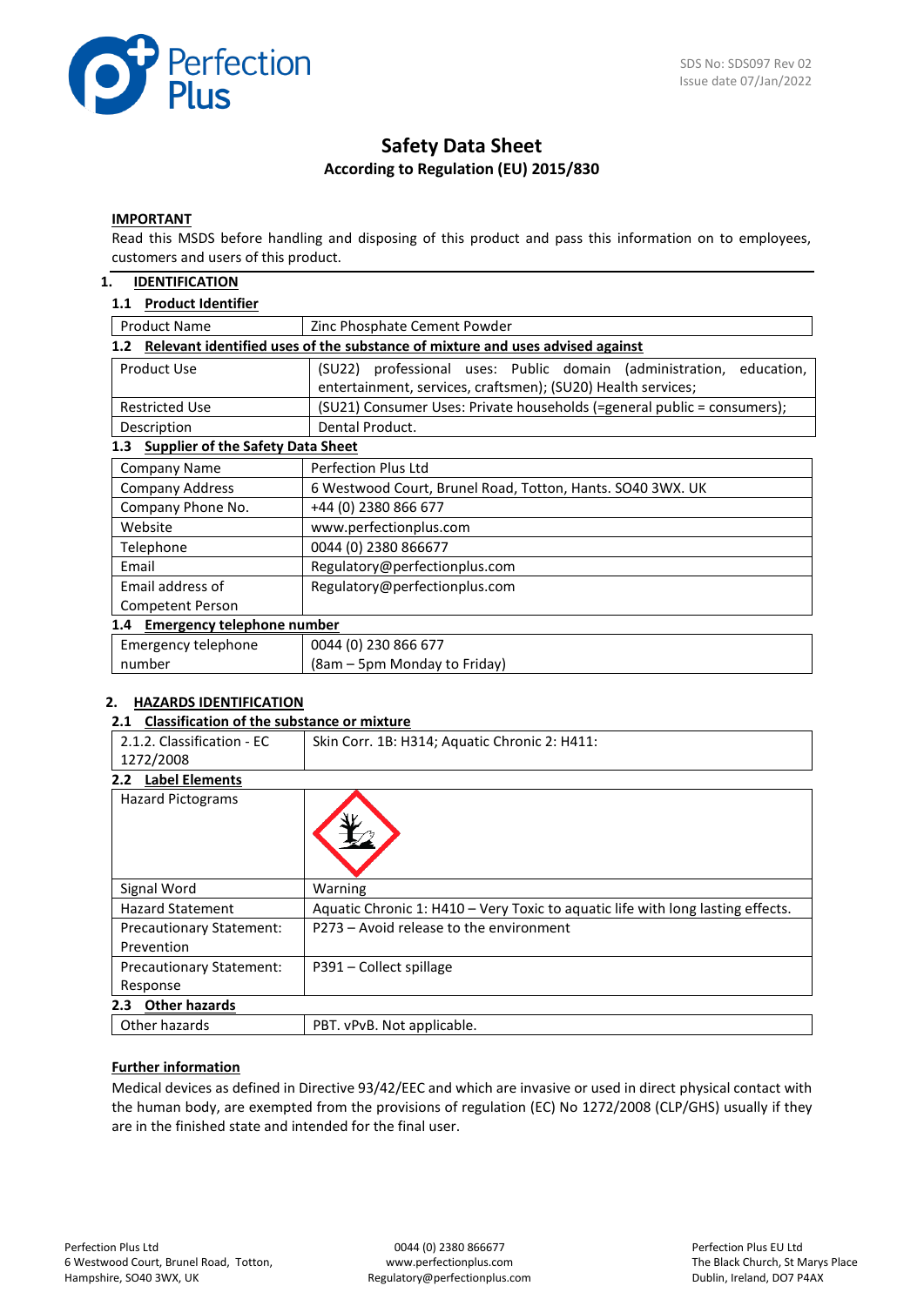SDS No: SDS097 Rev 02
Issue date 07/Jan/2022

# Safety Data Sheet

**According to Regulation (EU) 2015/830**

**IMPORTANT**

Read this MSDS before handling and disposing of this product and pass this information on to employees, customers and users of this product.

## 1. IDENTIFICATION

### 1.1 Product Identifier

| Product Name | Zinc Phosphate Cement Powder |
|---|---|

### 1.2 Relevant identified uses of the substance of mixture and uses advised against

| Product Use | (SU22) professional uses: Public domain (administration, education, entertainment, services, craftsmen); (SU20) Health services; |
|---|---|
| Restricted Use | (SU21) Consumer Uses: Private households (=general public = consumers); |
| Description | Dental Product. |

### 1.3 Supplier of the Safety Data Sheet

| Company Name | Perfection Plus Ltd |
|---|---|
| Company Address | 6 Westwood Court, Brunel Road, Totton, Hants. SO40 3WX. UK |
| Company Phone No. | +44 (0) 2380 866 677 |
| Website | www.perfectionplus.com |
| Telephone | 0044 (0) 2380 866677 |
| Email | Regulatory@perfectionplus.com |
| Email address of Competent Person | Regulatory@perfectionplus.com |

### 1.4 Emergency telephone number

| Emergency telephone number | 0044 (0) 230 866 677 (8am – 5pm Monday to Friday) |
|---|---|

## 2. HAZARDS IDENTIFICATION

### 2.1 Classification of the substance or mixture

| 2.1.2. Classification - EC 1272/2008 | Skin Corr. 1B: H314; Aquatic Chronic 2: H411: |
|---|---|

### 2.2 Label Elements

| Hazard Pictograms | |
|---|---|
| Signal Word | Warning |
| Hazard Statement | Aquatic Chronic 1: H410 – Very Toxic to aquatic life with long lasting effects. |
| Precautionary Statement: Prevention | P273 – Avoid release to the environment |
| Precautionary Statement: Response | P391 – Collect spillage |

### 2.3 Other hazards

| Other hazards | PBT. vPvB. Not applicable. |
|---|---|

**Further information**

Medical devices as defined in Directive 93/42/EEC and which are invasive or used in direct physical contact with the human body, are exempted from the provisions of regulation (EC) No 1272/2008 (CLP/GHS) usually if they are in the finished state and intended for the final user.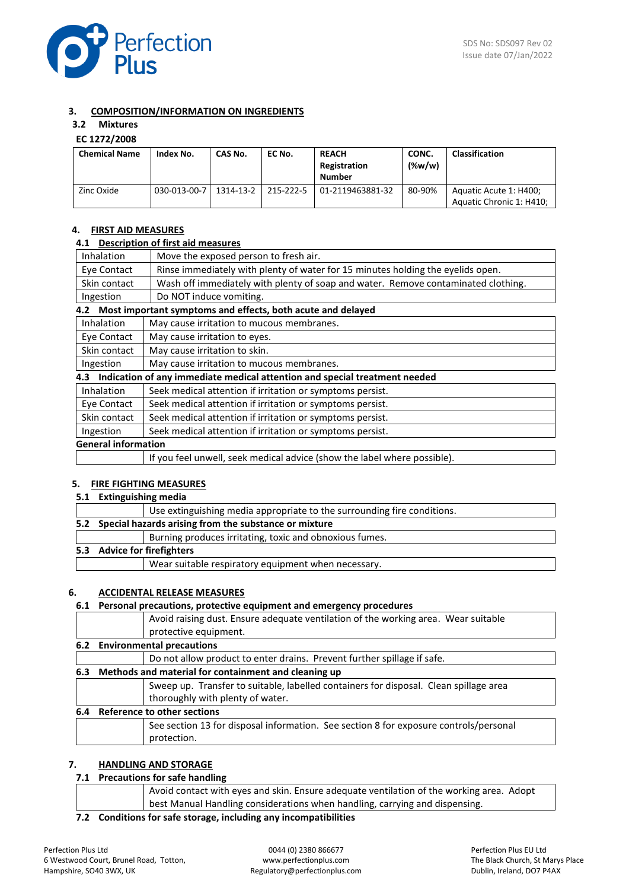## 3. COMPOSITION/INFORMATION ON INGREDIENTS

### 3.2 Mixtures

**EC 1272/2008**

| Chemical Name | Index No. | CAS No. | EC No. | REACH Registration Number | CONC. (%w/w) | Classification |
|---|---|---|---|---|---|---|
| Zinc Oxide | 030-013-00-7 | 1314-13-2 | 215-222-5 | 01-2119463881-32 | 80-90% | Aquatic Acute 1: H400; Aquatic Chronic 1: H410; |

## 4. FIRST AID MEASURES

### 4.1 Description of first aid measures

| | |
|---|---|
| Inhalation | Move the exposed person to fresh air. |
| Eye Contact | Rinse immediately with plenty of water for 15 minutes holding the eyelids open. |
| Skin contact | Wash off immediately with plenty of soap and water. Remove contaminated clothing. |
| Ingestion | Do NOT induce vomiting. |

### 4.2 Most important symptoms and effects, both acute and delayed

| | |
|---|---|
| Inhalation | May cause irritation to mucous membranes. |
| Eye Contact | May cause irritation to eyes. |
| Skin contact | May cause irritation to skin. |
| Ingestion | May cause irritation to mucous membranes. |

### 4.3 Indication of any immediate medical attention and special treatment needed

| | |
|---|---|
| Inhalation | Seek medical attention if irritation or symptoms persist. |
| Eye Contact | Seek medical attention if irritation or symptoms persist. |
| Skin contact | Seek medical attention if irritation or symptoms persist. |
| Ingestion | Seek medical attention if irritation or symptoms persist. |

**General information**

If you feel unwell, seek medical advice (show the label where possible).

## 5. FIRE FIGHTING MEASURES

### 5.1 Extinguishing media

Use extinguishing media appropriate to the surrounding fire conditions.

### 5.2 Special hazards arising from the substance or mixture

Burning produces irritating, toxic and obnoxious fumes.

### 5.3 Advice for firefighters

Wear suitable respiratory equipment when necessary.

## 6. ACCIDENTAL RELEASE MEASURES

### 6.1 Personal precautions, protective equipment and emergency procedures

Avoid raising dust. Ensure adequate ventilation of the working area. Wear suitable protective equipment.

### 6.2 Environmental precautions

Do not allow product to enter drains. Prevent further spillage if safe.

### 6.3 Methods and material for containment and cleaning up

Sweep up. Transfer to suitable, labelled containers for disposal. Clean spillage area thoroughly with plenty of water.

### 6.4 Reference to other sections

See section 13 for disposal information. See section 8 for exposure controls/personal protection.

## 7. HANDLING AND STORAGE

### 7.1 Precautions for safe handling

Avoid contact with eyes and skin. Ensure adequate ventilation of the working area. Adopt best Manual Handling considerations when handling, carrying and dispensing.

### 7.2 Conditions for safe storage, including any incompatibilities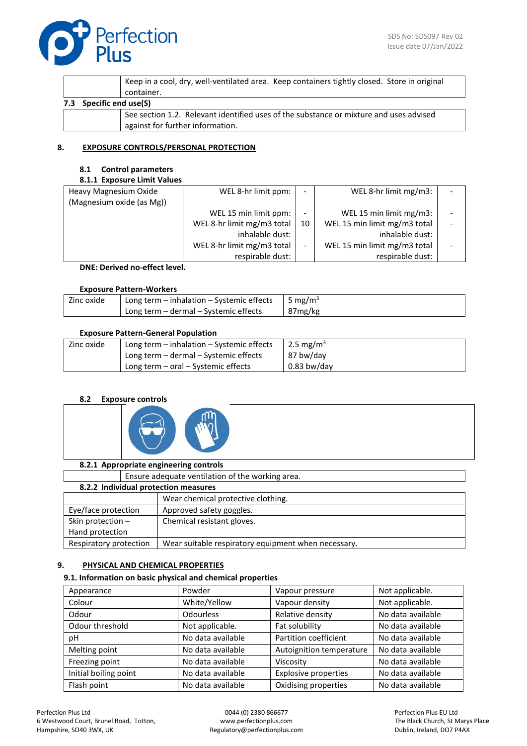| | Keep in a cool, dry, well-ventilated area. Keep containers tightly closed. Store in original container. |
|---|---|

**7.3 Specific end use(S)**

| | See section 1.2. Relevant identified uses of the substance or mixture and uses advised against for further information. |
|---|---|

## 8. EXPOSURE CONTROLS/PERSONAL PROTECTION

### 8.1 Control parameters

**8.1.1 Exposure Limit Values**

| Heavy Magnesium Oxide (Magnesium oxide (as Mg)) | WEL 8-hr limit ppm: | - | WEL 8-hr limit mg/m3: | - |
|---|---|---|---|---|
| | WEL 15 min limit ppm: | - | WEL 15 min limit mg/m3: | - |
| | WEL 8-hr limit mg/m3 total inhalable dust: | 10 | WEL 15 min limit mg/m3 total inhalable dust: | - |
| | WEL 8-hr limit mg/m3 total respirable dust: | - | WEL 15 min limit mg/m3 total respirable dust: | - |

**DNE: Derived no-effect level.**

**Exposure Pattern-Workers**

| Zinc oxide | Long term – inhalation – Systemic effects | 5 mg/m$^3$ |
|---|---|---|
| | Long term – dermal – Systemic effects | 87mg/kg |

**Exposure Pattern-General Population**

| Zinc oxide | Long term – inhalation – Systemic effects | 2.5 mg/m$^3$ |
|---|---|---|
| | Long term – dermal – Systemic effects | 87 bw/day |
| | Long term – oral – Systemic effects | 0.83 bw/day |

### 8.2 Exposure controls

**8.2.1 Appropriate engineering controls**

| | Ensure adequate ventilation of the working area. |
|---|---|

**8.2.2 Individual protection measures**

| | Wear chemical protective clothing. |
|---|---|
| Eye/face protection | Approved safety goggles. |
| Skin protection – Hand protection | Chemical resistant gloves. |
| Respiratory protection | Wear suitable respiratory equipment when necessary. |

## 9. PHYSICAL AND CHEMICAL PROPERTIES

**9.1. Information on basic physical and chemical properties**

| Appearance | Powder | Vapour pressure | Not applicable. |
|---|---|---|---|
| Colour | White/Yellow | Vapour density | Not applicable. |
| Odour | Odourless | Relative density | No data available |
| Odour threshold | Not applicable. | Fat solubility | No data available |
| pH | No data available | Partition coefficient | No data available |
| Melting point | No data available | Autoignition temperature | No data available |
| Freezing point | No data available | Viscosity | No data available |
| Initial boiling point | No data available | Explosive properties | No data available |
| Flash point | No data available | Oxidising properties | No data available |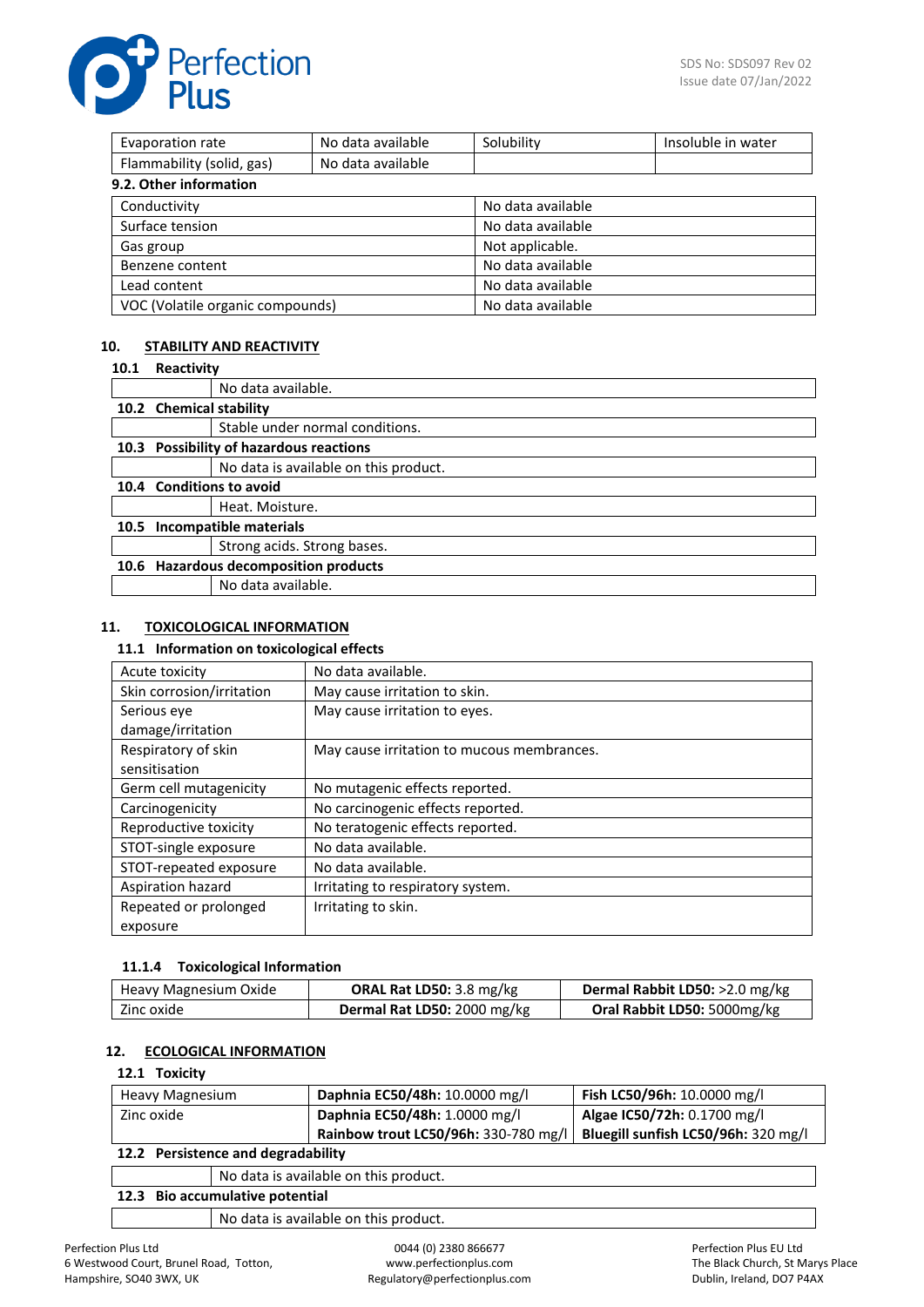| Evaporation rate | No data available | Solubility | Insoluble in water |
|---|---|---|---|
| Flammability (solid, gas) | No data available | | |

**9.2. Other information**

| Conductivity | No data available |
|---|---|
| Surface tension | No data available |
| Gas group | Not applicable. |
| Benzene content | No data available |
| Lead content | No data available |
| VOC (Volatile organic compounds) | No data available |

## 10. STABILITY AND REACTIVITY

**10.1 Reactivity**

No data available.

**10.2 Chemical stability**

Stable under normal conditions.

**10.3 Possibility of hazardous reactions**

No data is available on this product.

**10.4 Conditions to avoid**

Heat. Moisture.

**10.5 Incompatible materials**

Strong acids. Strong bases.

**10.6 Hazardous decomposition products**

No data available.

## 11. TOXICOLOGICAL INFORMATION

**11.1 Information on toxicological effects**

| Acute toxicity | No data available. |
|---|---|
| Skin corrosion/irritation | May cause irritation to skin. |
| Serious eye damage/irritation | May cause irritation to eyes. |
| Respiratory of skin sensitisation | May cause irritation to mucous membranes. |
| Germ cell mutagenicity | No mutagenic effects reported. |
| Carcinogenicity | No carcinogenic effects reported. |
| Reproductive toxicity | No teratogenic effects reported. |
| STOT-single exposure | No data available. |
| STOT-repeated exposure | No data available. |
| Aspiration hazard | Irritating to respiratory system. |
| Repeated or prolonged exposure | Irritating to skin. |

**11.1.4 Toxicological Information**

| Heavy Magnesium Oxide | **ORAL Rat LD50:** 3.8 mg/kg | **Dermal Rabbit LD50:** >2.0 mg/kg |
|---|---|---|
| Zinc oxide | **Dermal Rat LD50:** 2000 mg/kg | **Oral Rabbit LD50:** 5000mg/kg |

## 12. ECOLOGICAL INFORMATION

**12.1 Toxicity**

| Heavy Magnesium | **Daphnia EC50/48h:** 10.0000 mg/l | **Fish LC50/96h:** 10.0000 mg/l |
|---|---|---|
| Zinc oxide | **Daphnia EC50/48h:** 1.0000 mg/l | **Algae IC50/72h:** 0.1700 mg/l |
| | **Rainbow trout LC50/96h:** 330-780 mg/l | **Bluegill sunfish LC50/96h:** 320 mg/l |

**12.2 Persistence and degradability**

No data is available on this product.

**12.3 Bio accumulative potential**

No data is available on this product.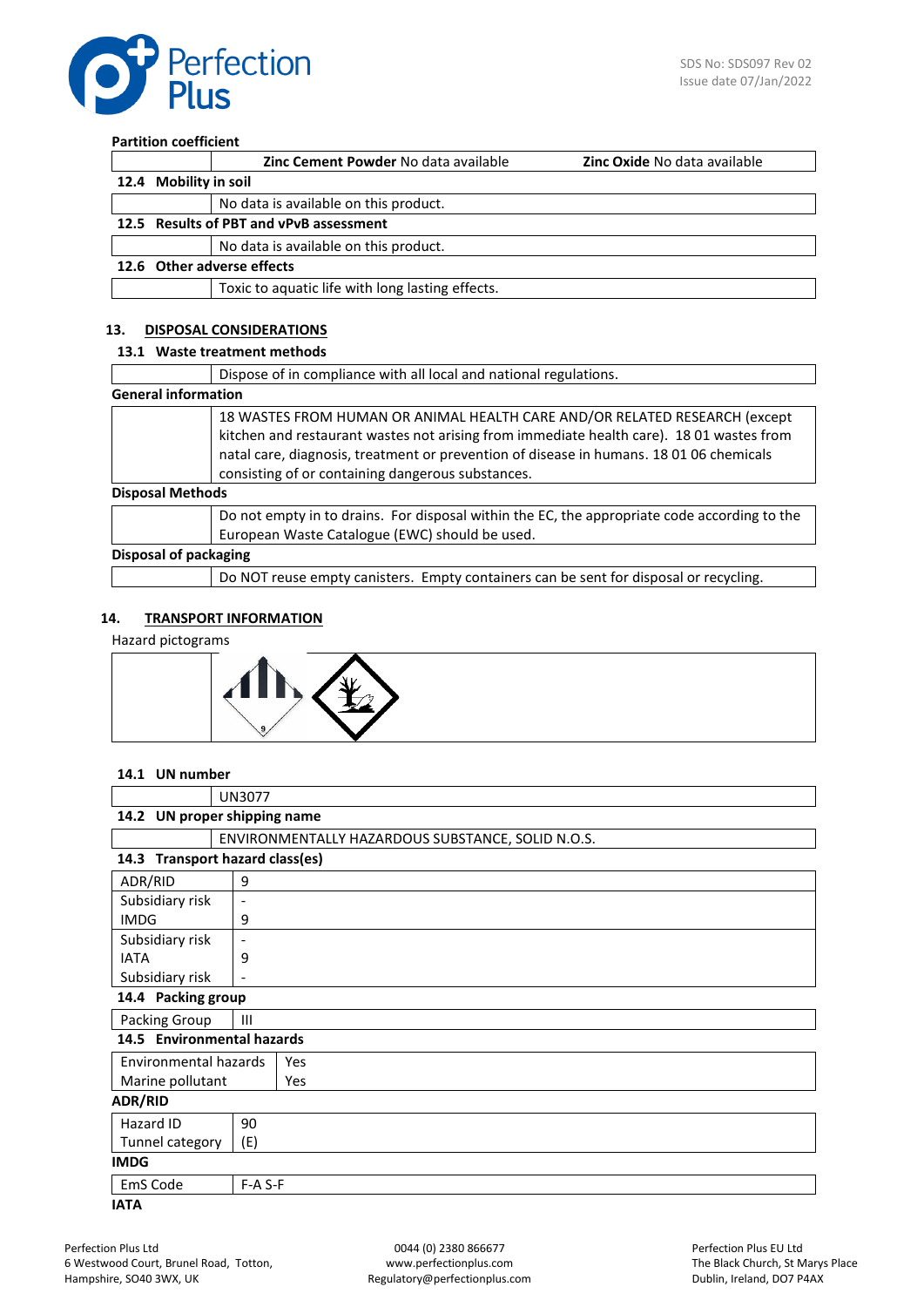**Partition coefficient**

| | **Zinc Cement Powder** No data available | **Zinc Oxide** No data available |
|---|---|---|

**12.4 Mobility in soil**

| | No data is available on this product. |
|---|---|

**12.5 Results of PBT and vPvB assessment**

| | No data is available on this product. |
|---|---|

**12.6 Other adverse effects**

| | Toxic to aquatic life with long lasting effects. |
|---|---|

## 13. DISPOSAL CONSIDERATIONS

**13.1 Waste treatment methods**

| | Dispose of in compliance with all local and national regulations. |
|---|---|

**General information**

| | 18 WASTES FROM HUMAN OR ANIMAL HEALTH CARE AND/OR RELATED RESEARCH (except kitchen and restaurant wastes not arising from immediate health care). 18 01 wastes from natal care, diagnosis, treatment or prevention of disease in humans. 18 01 06 chemicals consisting of or containing dangerous substances. |
|---|---|

**Disposal Methods**

| | Do not empty in to drains. For disposal within the EC, the appropriate code according to the European Waste Catalogue (EWC) should be used. |
|---|---|

**Disposal of packaging**

| | Do NOT reuse empty canisters. Empty containers can be sent for disposal or recycling. |
|---|---|

## 14. TRANSPORT INFORMATION

Hazard pictograms

**14.1 UN number**

| | UN3077 |
|---|---|

**14.2 UN proper shipping name**

| | ENVIRONMENTALLY HAZARDOUS SUBSTANCE, SOLID N.O.S. |
|---|---|

**14.3 Transport hazard class(es)**

| | |
|---|---|
| ADR/RID | 9 |
| Subsidiary risk | - |
| IMDG | 9 |
| Subsidiary risk | - |
| IATA | 9 |
| Subsidiary risk | - |

**14.4 Packing group**

| | |
|---|---|
| Packing Group | III |

**14.5 Environmental hazards**

| | |
|---|---|
| Environmental hazards | Yes |
| Marine pollutant | Yes |

**ADR/RID**

| | |
|---|---|
| Hazard ID | 90 |
| Tunnel category | (E) |

**IMDG**

| | |
|---|---|
| EmS Code | F-A S-F |

**IATA**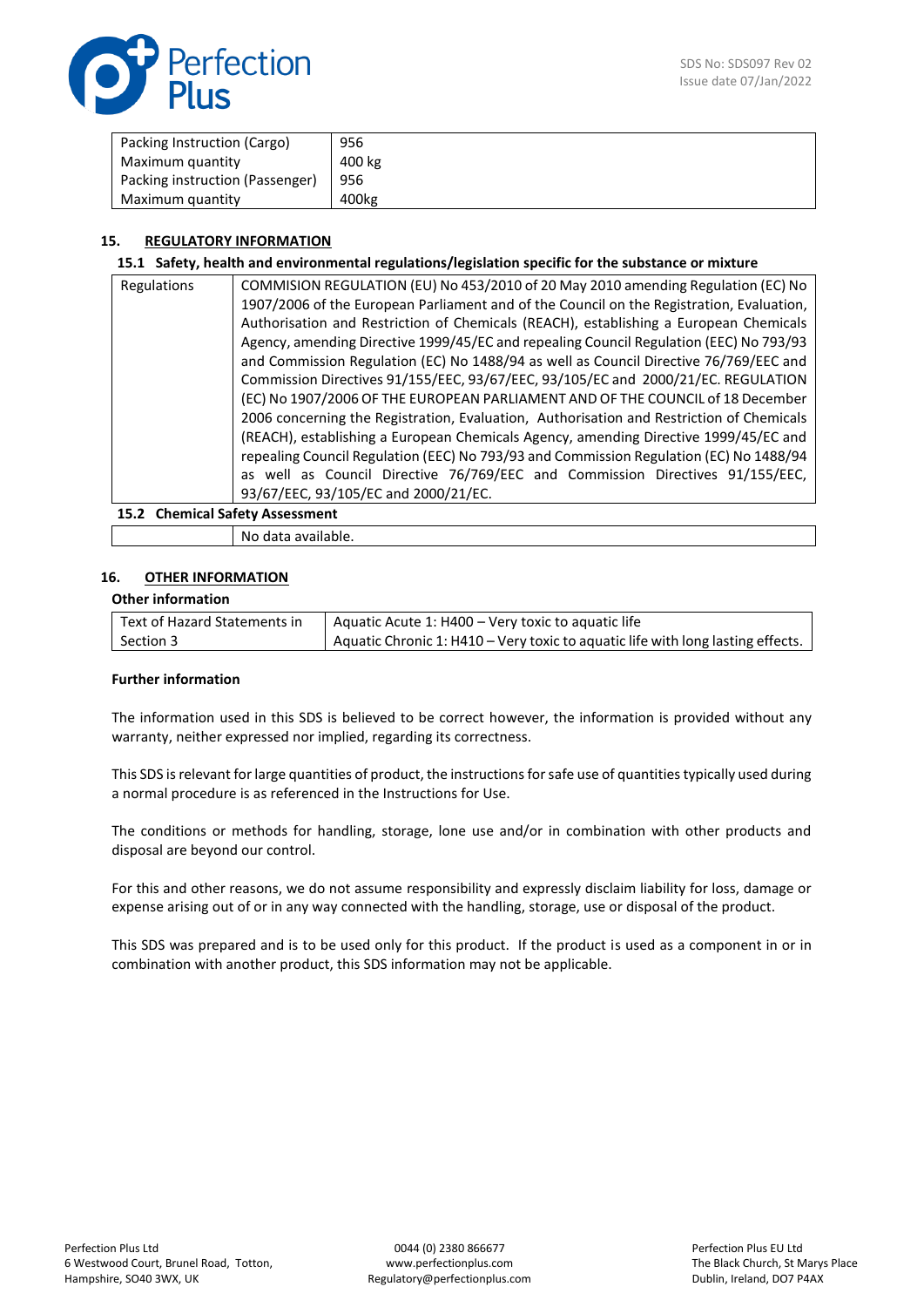| | |
|---|---|
| Packing Instruction (Cargo) | 956 |
| Maximum quantity | 400 kg |
| Packing instruction (Passenger) | 956 |
| Maximum quantity | 400kg |

## 15. REGULATORY INFORMATION

### 15.1 Safety, health and environmental regulations/legislation specific for the substance or mixture

| | |
|---|---|
| Regulations | COMMISION REGULATION (EU) No 453/2010 of 20 May 2010 amending Regulation (EC) No 1907/2006 of the European Parliament and of the Council on the Registration, Evaluation, Authorisation and Restriction of Chemicals (REACH), establishing a European Chemicals Agency, amending Directive 1999/45/EC and repealing Council Regulation (EEC) No 793/93 and Commission Regulation (EC) No 1488/94 as well as Council Directive 76/769/EEC and Commission Directives 91/155/EEC, 93/67/EEC, 93/105/EC and 2000/21/EC. REGULATION (EC) No 1907/2006 OF THE EUROPEAN PARLIAMENT AND OF THE COUNCIL of 18 December 2006 concerning the Registration, Evaluation, Authorisation and Restriction of Chemicals (REACH), establishing a European Chemicals Agency, amending Directive 1999/45/EC and repealing Council Regulation (EEC) No 793/93 and Commission Regulation (EC) No 1488/94 as well as Council Directive 76/769/EEC and Commission Directives 91/155/EEC, 93/67/EEC, 93/105/EC and 2000/21/EC. |

### 15.2 Chemical Safety Assessment

| | |
|---|---|
| | No data available. |

## 16. OTHER INFORMATION

**Other information**

| | |
|---|---|
| Text of Hazard Statements in Section 3 | Aquatic Acute 1: H400 – Very toxic to aquatic life<br>Aquatic Chronic 1: H410 – Very toxic to aquatic life with long lasting effects. |

**Further information**

The information used in this SDS is believed to be correct however, the information is provided without any warranty, neither expressed nor implied, regarding its correctness.

This SDS is relevant for large quantities of product, the instructions for safe use of quantities typically used during a normal procedure is as referenced in the Instructions for Use.

The conditions or methods for handling, storage, lone use and/or in combination with other products and disposal are beyond our control.

For this and other reasons, we do not assume responsibility and expressly disclaim liability for loss, damage or expense arising out of or in any way connected with the handling, storage, use or disposal of the product.

This SDS was prepared and is to be used only for this product. If the product is used as a component in or in combination with another product, this SDS information may not be applicable.